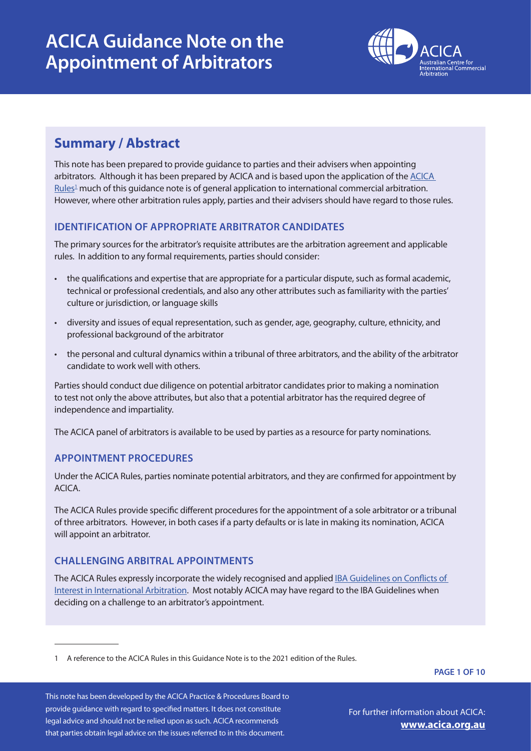# ACICA Guidance Note on the Appointment of Arbitrators

## Summary / Abstract

This note has been prepared to provide guidance to parties and their advisers when appointing arbitrators. Although it has been prepared by ACICA and is based upon the application of the ACICA Rules[1] much of this guidance note is of general application to international commercial arbitration. However, where other arbitration rules apply, parties and their advisers should have regard to those rules.

### IDENTIFICATION OF APPROPRIATE ARBITRATOR CANDIDATES

The primary sources for the arbitrator's requisite attributes are the arbitration agreement and applicable rules. In addition to any formal requirements, parties should consider:

- the qualifications and expertise that are appropriate for a particular dispute, such as formal academic, technical or professional credentials, and also any other attributes such as familiarity with the parties' culture or jurisdiction, or language skills
- diversity and issues of equal representation, such as gender, age, geography, culture, ethnicity, and professional background of the arbitrator
- the personal and cultural dynamics within a tribunal of three arbitrators, and the ability of the arbitrator candidate to work well with others.

Parties should conduct due diligence on potential arbitrator candidates prior to making a nomination to test not only the above attributes, but also that a potential arbitrator has the required degree of independence and impartiality.

The ACICA panel of arbitrators is available to be used by parties as a resource for party nominations.

### APPOINTMENT PROCEDURES

Under the ACICA Rules, parties nominate potential arbitrators, and they are confirmed for appointment by ACICA.

The ACICA Rules provide specific different procedures for the appointment of a sole arbitrator or a tribunal of three arbitrators. However, in both cases if a party defaults or is late in making its nomination, ACICA will appoint an arbitrator.

### CHALLENGING ARBITRAL APPOINTMENTS

The ACICA Rules expressly incorporate the widely recognised and applied IBA Guidelines on Conflicts of Interest in International Arbitration. Most notably ACICA may have regard to the IBA Guidelines when deciding on a challenge to an arbitrator's appointment.

---

[1] A reference to the ACICA Rules in this Guidance Note is to the 2021 edition of the Rules.

This note has been developed by the ACICA Practice & Procedures Board to provide guidance with regard to specified matters. It does not constitute legal advice and should not be relied upon as such. ACICA recommends that parties obtain legal advice on the issues referred to in this document.

For further information about ACICA: **www.acica.org.au**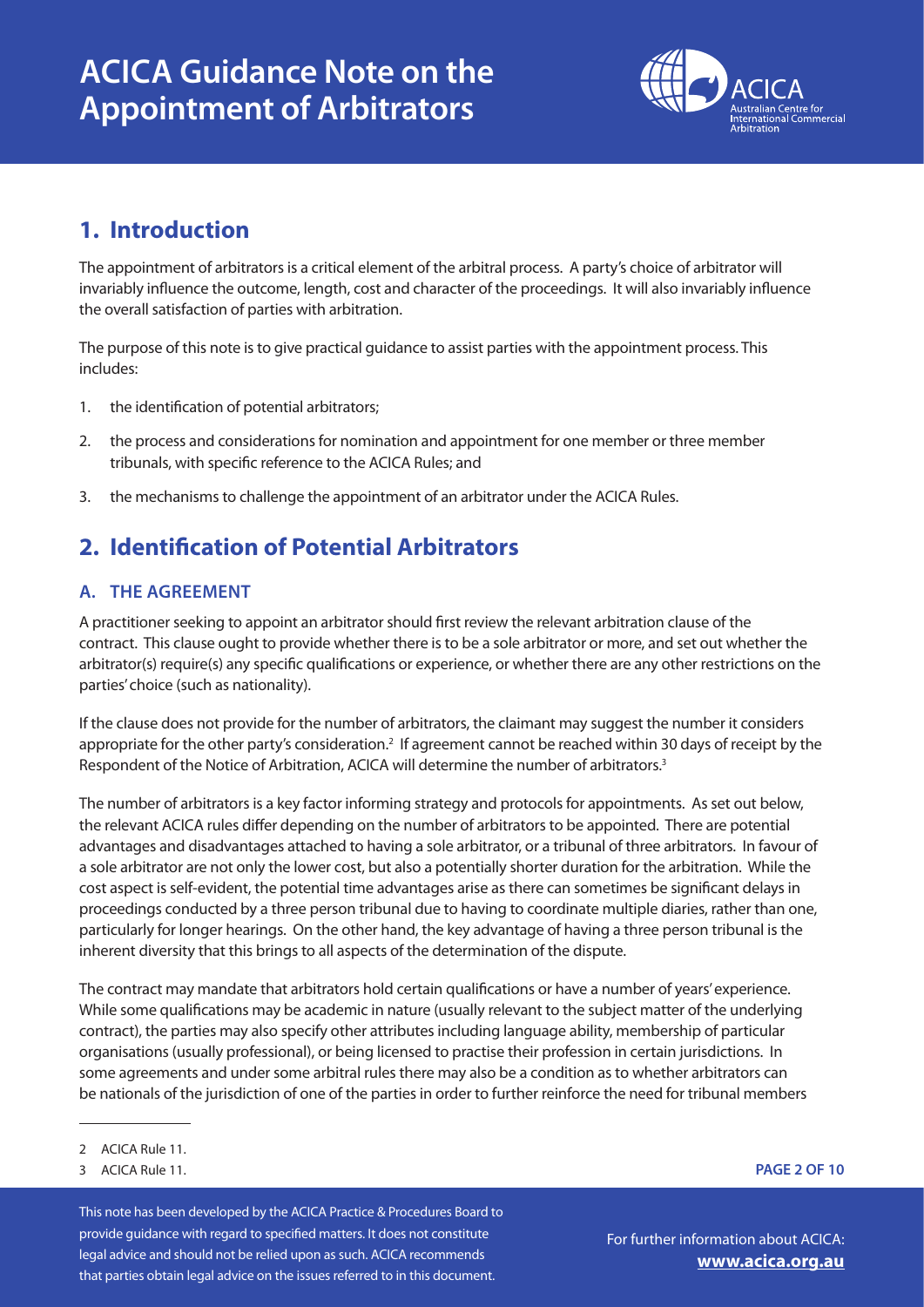# ACICA Guidance Note on the Appointment of Arbitrators

## 1. Introduction

The appointment of arbitrators is a critical element of the arbitral process. A party's choice of arbitrator will invariably influence the outcome, length, cost and character of the proceedings. It will also invariably influence the overall satisfaction of parties with arbitration.

The purpose of this note is to give practical guidance to assist parties with the appointment process. This includes:

1. the identification of potential arbitrators;
2. the process and considerations for nomination and appointment for one member or three member tribunals, with specific reference to the ACICA Rules; and
3. the mechanisms to challenge the appointment of an arbitrator under the ACICA Rules.

## 2. Identification of Potential Arbitrators

### A. THE AGREEMENT

A practitioner seeking to appoint an arbitrator should first review the relevant arbitration clause of the contract. This clause ought to provide whether there is to be a sole arbitrator or more, and set out whether the arbitrator(s) require(s) any specific qualifications or experience, or whether there are any other restrictions on the parties' choice (such as nationality).

If the clause does not provide for the number of arbitrators, the claimant may suggest the number it considers appropriate for the other party's consideration.[2] If agreement cannot be reached within 30 days of receipt by the Respondent of the Notice of Arbitration, ACICA will determine the number of arbitrators.[3]

The number of arbitrators is a key factor informing strategy and protocols for appointments. As set out below, the relevant ACICA rules differ depending on the number of arbitrators to be appointed. There are potential advantages and disadvantages attached to having a sole arbitrator, or a tribunal of three arbitrators. In favour of a sole arbitrator are not only the lower cost, but also a potentially shorter duration for the arbitration. While the cost aspect is self-evident, the potential time advantages arise as there can sometimes be significant delays in proceedings conducted by a three person tribunal due to having to coordinate multiple diaries, rather than one, particularly for longer hearings. On the other hand, the key advantage of having a three person tribunal is the inherent diversity that this brings to all aspects of the determination of the dispute.

The contract may mandate that arbitrators hold certain qualifications or have a number of years' experience. While some qualifications may be academic in nature (usually relevant to the subject matter of the underlying contract), the parties may also specify other attributes including language ability, membership of particular organisations (usually professional), or being licensed to practise their profession in certain jurisdictions. In some agreements and under some arbitral rules there may also be a condition as to whether arbitrators can be nationals of the jurisdiction of one of the parties in order to further reinforce the need for tribunal members

---

[2] ACICA Rule 11.

[3] ACICA Rule 11.

This note has been developed by the ACICA Practice & Procedures Board to provide guidance with regard to specified matters. It does not constitute legal advice and should not be relied upon as such. ACICA recommends that parties obtain legal advice on the issues referred to in this document.

For further information about ACICA: **www.acica.org.au**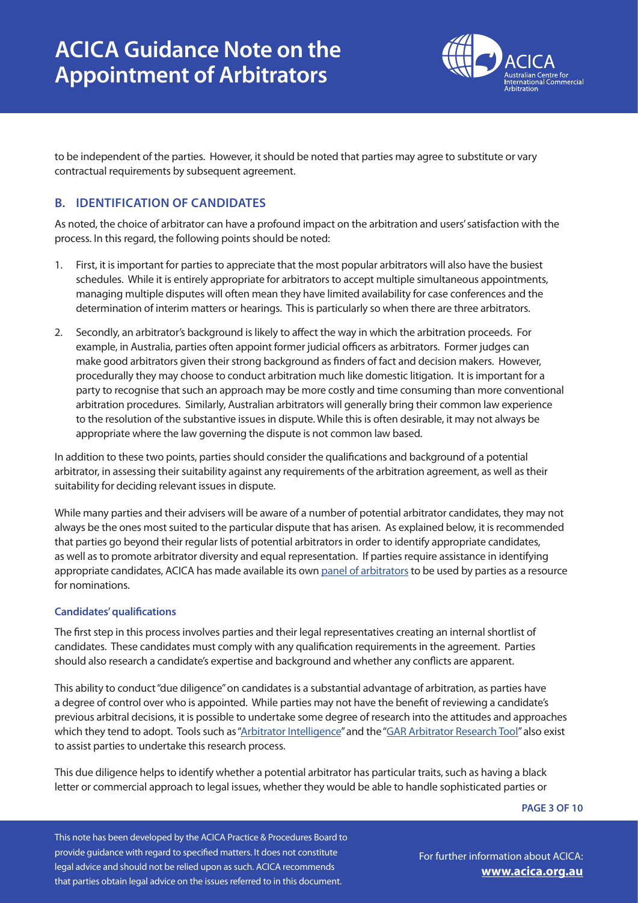to be independent of the parties. However, it should be noted that parties may agree to substitute or vary contractual requirements by subsequent agreement.

## B. IDENTIFICATION OF CANDIDATES

As noted, the choice of arbitrator can have a profound impact on the arbitration and users' satisfaction with the process. In this regard, the following points should be noted:

1. First, it is important for parties to appreciate that the most popular arbitrators will also have the busiest schedules. While it is entirely appropriate for arbitrators to accept multiple simultaneous appointments, managing multiple disputes will often mean they have limited availability for case conferences and the determination of interim matters or hearings. This is particularly so when there are three arbitrators.
2. Secondly, an arbitrator's background is likely to affect the way in which the arbitration proceeds. For example, in Australia, parties often appoint former judicial officers as arbitrators. Former judges can make good arbitrators given their strong background as finders of fact and decision makers. However, procedurally they may choose to conduct arbitration much like domestic litigation. It is important for a party to recognise that such an approach may be more costly and time consuming than more conventional arbitration procedures. Similarly, Australian arbitrators will generally bring their common law experience to the resolution of the substantive issues in dispute. While this is often desirable, it may not always be appropriate where the law governing the dispute is not common law based.

In addition to these two points, parties should consider the qualifications and background of a potential arbitrator, in assessing their suitability against any requirements of the arbitration agreement, as well as their suitability for deciding relevant issues in dispute.

While many parties and their advisers will be aware of a number of potential arbitrator candidates, they may not always be the ones most suited to the particular dispute that has arisen. As explained below, it is recommended that parties go beyond their regular lists of potential arbitrators in order to identify appropriate candidates, as well as to promote arbitrator diversity and equal representation. If parties require assistance in identifying appropriate candidates, ACICA has made available its own panel of arbitrators to be used by parties as a resource for nominations.

### Candidates' qualifications

The first step in this process involves parties and their legal representatives creating an internal shortlist of candidates. These candidates must comply with any qualification requirements in the agreement. Parties should also research a candidate's expertise and background and whether any conflicts are apparent.

This ability to conduct "due diligence" on candidates is a substantial advantage of arbitration, as parties have a degree of control over who is appointed. While parties may not have the benefit of reviewing a candidate's previous arbitral decisions, it is possible to undertake some degree of research into the attitudes and approaches which they tend to adopt. Tools such as "Arbitrator Intelligence" and the "GAR Arbitrator Research Tool" also exist to assist parties to undertake this research process.

This due diligence helps to identify whether a potential arbitrator has particular traits, such as having a black letter or commercial approach to legal issues, whether they would be able to handle sophisticated parties or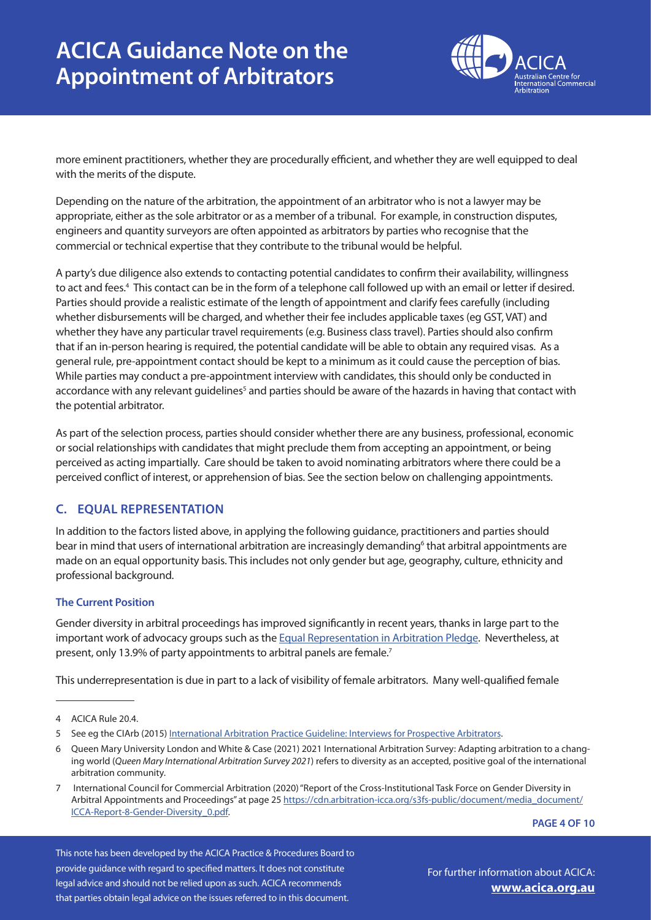more eminent practitioners, whether they are procedurally efficient, and whether they are well equipped to deal with the merits of the dispute.

Depending on the nature of the arbitration, the appointment of an arbitrator who is not a lawyer may be appropriate, either as the sole arbitrator or as a member of a tribunal. For example, in construction disputes, engineers and quantity surveyors are often appointed as arbitrators by parties who recognise that the commercial or technical expertise that they contribute to the tribunal would be helpful.

A party's due diligence also extends to contacting potential candidates to confirm their availability, willingness to act and fees.[4] This contact can be in the form of a telephone call followed up with an email or letter if desired. Parties should provide a realistic estimate of the length of appointment and clarify fees carefully (including whether disbursements will be charged, and whether their fee includes applicable taxes (eg GST, VAT) and whether they have any particular travel requirements (e.g. Business class travel). Parties should also confirm that if an in-person hearing is required, the potential candidate will be able to obtain any required visas. As a general rule, pre-appointment contact should be kept to a minimum as it could cause the perception of bias. While parties may conduct a pre-appointment interview with candidates, this should only be conducted in accordance with any relevant guidelines[5] and parties should be aware of the hazards in having that contact with the potential arbitrator.

As part of the selection process, parties should consider whether there are any business, professional, economic or social relationships with candidates that might preclude them from accepting an appointment, or being perceived as acting impartially. Care should be taken to avoid nominating arbitrators where there could be a perceived conflict of interest, or apprehension of bias. See the section below on challenging appointments.

## C. EQUAL REPRESENTATION

In addition to the factors listed above, in applying the following guidance, practitioners and parties should bear in mind that users of international arbitration are increasingly demanding[6] that arbitral appointments are made on an equal opportunity basis. This includes not only gender but age, geography, culture, ethnicity and professional background.

### The Current Position

Gender diversity in arbitral proceedings has improved significantly in recent years, thanks in large part to the important work of advocacy groups such as the Equal Representation in Arbitration Pledge. Nevertheless, at present, only 13.9% of party appointments to arbitral panels are female.[7]

This underrepresentation is due in part to a lack of visibility of female arbitrators. Many well-qualified female

---

4 ACICA Rule 20.4.

5 See eg the CIArb (2015) International Arbitration Practice Guideline: Interviews for Prospective Arbitrators.

6 Queen Mary University London and White & Case (2021) 2021 International Arbitration Survey: Adapting arbitration to a changing world (*Queen Mary International Arbitration Survey 2021*) refers to diversity as an accepted, positive goal of the international arbitration community.

7 International Council for Commercial Arbitration (2020) "Report of the Cross-Institutional Task Force on Gender Diversity in Arbitral Appointments and Proceedings" at page 25 https://cdn.arbitration-icca.org/s3fs-public/document/media_document/ICCA-Report-8-Gender-Diversity_0.pdf.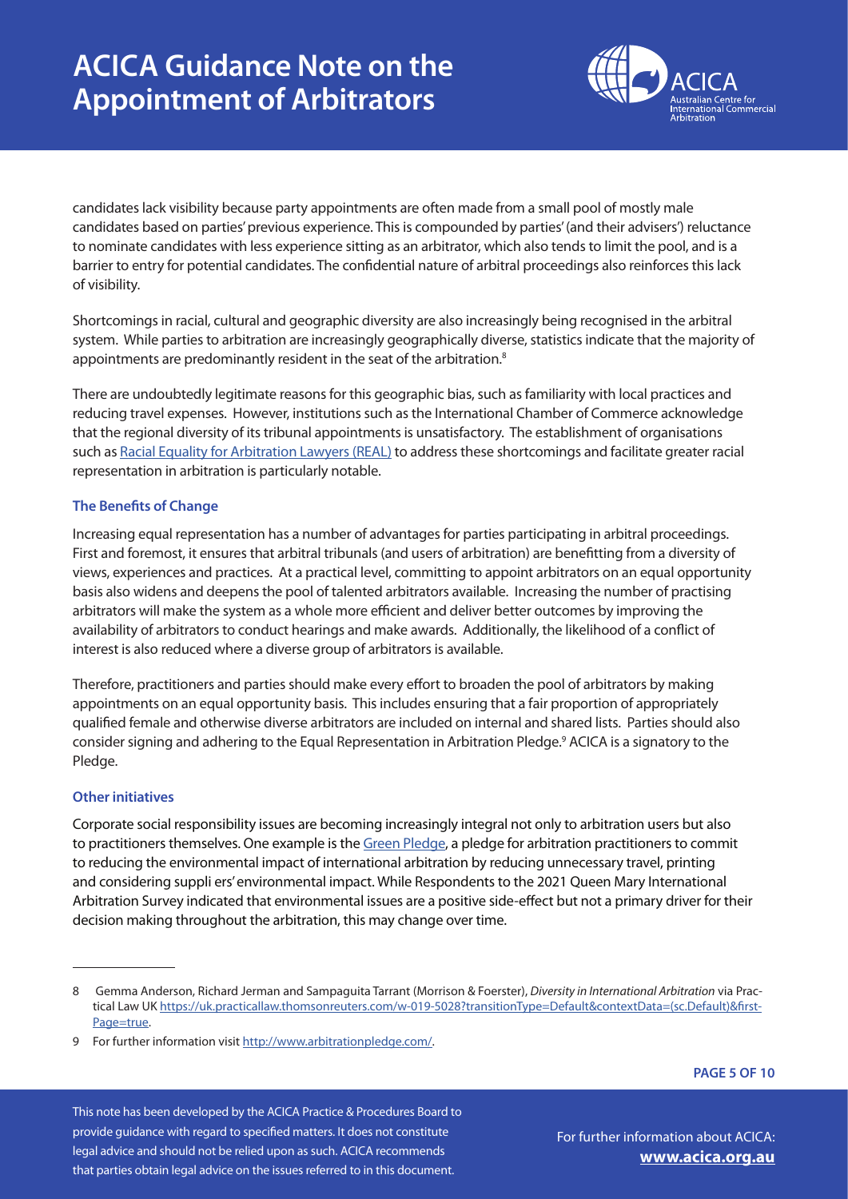candidates lack visibility because party appointments are often made from a small pool of mostly male candidates based on parties' previous experience. This is compounded by parties' (and their advisers') reluctance to nominate candidates with less experience sitting as an arbitrator, which also tends to limit the pool, and is a barrier to entry for potential candidates. The confidential nature of arbitral proceedings also reinforces this lack of visibility.

Shortcomings in racial, cultural and geographic diversity are also increasingly being recognised in the arbitral system. While parties to arbitration are increasingly geographically diverse, statistics indicate that the majority of appointments are predominantly resident in the seat of the arbitration.[8]

There are undoubtedly legitimate reasons for this geographic bias, such as familiarity with local practices and reducing travel expenses. However, institutions such as the International Chamber of Commerce acknowledge that the regional diversity of its tribunal appointments is unsatisfactory. The establishment of organisations such as Racial Equality for Arbitration Lawyers (REAL) to address these shortcomings and facilitate greater racial representation in arbitration is particularly notable.

### The Benefits of Change

Increasing equal representation has a number of advantages for parties participating in arbitral proceedings. First and foremost, it ensures that arbitral tribunals (and users of arbitration) are benefitting from a diversity of views, experiences and practices. At a practical level, committing to appoint arbitrators on an equal opportunity basis also widens and deepens the pool of talented arbitrators available. Increasing the number of practising arbitrators will make the system as a whole more efficient and deliver better outcomes by improving the availability of arbitrators to conduct hearings and make awards. Additionally, the likelihood of a conflict of interest is also reduced where a diverse group of arbitrators is available.

Therefore, practitioners and parties should make every effort to broaden the pool of arbitrators by making appointments on an equal opportunity basis. This includes ensuring that a fair proportion of appropriately qualified female and otherwise diverse arbitrators are included on internal and shared lists. Parties should also consider signing and adhering to the Equal Representation in Arbitration Pledge.[9] ACICA is a signatory to the Pledge.

### Other initiatives

Corporate social responsibility issues are becoming increasingly integral not only to arbitration users but also to practitioners themselves. One example is the Green Pledge, a pledge for arbitration practitioners to commit to reducing the environmental impact of international arbitration by reducing unnecessary travel, printing and considering suppli ers' environmental impact. While Respondents to the 2021 Queen Mary International Arbitration Survey indicated that environmental issues are a positive side-effect but not a primary driver for their decision making throughout the arbitration, this may change over time.

---

8 Gemma Anderson, Richard Jerman and Sampaguita Tarrant (Morrison & Foerster), *Diversity in International Arbitration* via Practical Law UK https://uk.practicallaw.thomsonreuters.com/w-019-5028?transitionType=Default&contextData=(sc.Default)&firstPage=true.

9 For further information visit http://www.arbitrationpledge.com/.

This note has been developed by the ACICA Practice & Procedures Board to provide guidance with regard to specified matters. It does not constitute legal advice and should not be relied upon as such. ACICA recommends that parties obtain legal advice on the issues referred to in this document.

For further information about ACICA: **www.acica.org.au**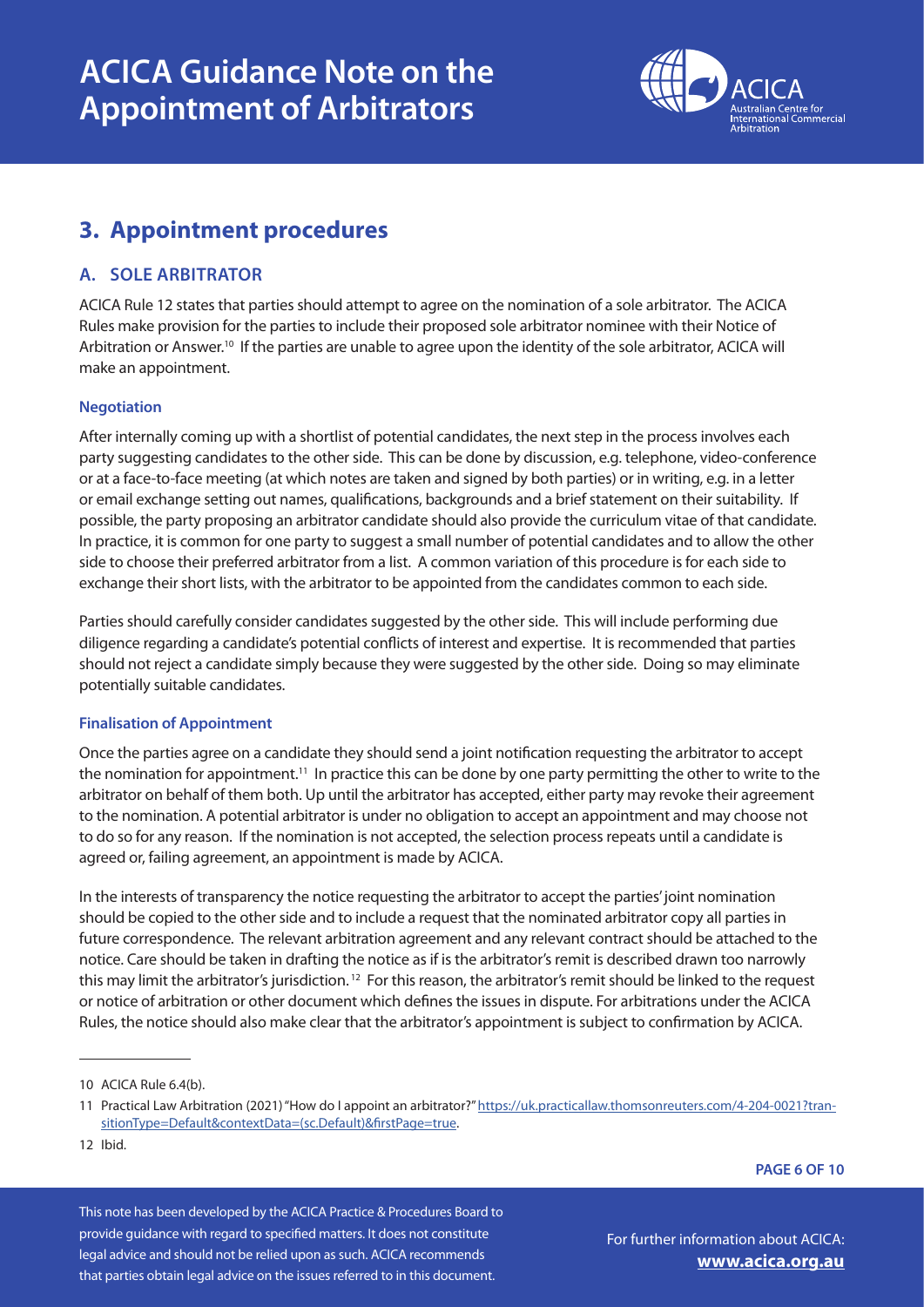## 3. Appointment procedures

### A. SOLE ARBITRATOR

ACICA Rule 12 states that parties should attempt to agree on the nomination of a sole arbitrator. The ACICA Rules make provision for the parties to include their proposed sole arbitrator nominee with their Notice of Arbitration or Answer.[10] If the parties are unable to agree upon the identity of the sole arbitrator, ACICA will make an appointment.

#### Negotiation

After internally coming up with a shortlist of potential candidates, the next step in the process involves each party suggesting candidates to the other side. This can be done by discussion, e.g. telephone, video-conference or at a face-to-face meeting (at which notes are taken and signed by both parties) or in writing, e.g. in a letter or email exchange setting out names, qualifications, backgrounds and a brief statement on their suitability. If possible, the party proposing an arbitrator candidate should also provide the curriculum vitae of that candidate. In practice, it is common for one party to suggest a small number of potential candidates and to allow the other side to choose their preferred arbitrator from a list. A common variation of this procedure is for each side to exchange their short lists, with the arbitrator to be appointed from the candidates common to each side.

Parties should carefully consider candidates suggested by the other side. This will include performing due diligence regarding a candidate's potential conflicts of interest and expertise. It is recommended that parties should not reject a candidate simply because they were suggested by the other side. Doing so may eliminate potentially suitable candidates.

#### Finalisation of Appointment

Once the parties agree on a candidate they should send a joint notification requesting the arbitrator to accept the nomination for appointment.[11] In practice this can be done by one party permitting the other to write to the arbitrator on behalf of them both. Up until the arbitrator has accepted, either party may revoke their agreement to the nomination. A potential arbitrator is under no obligation to accept an appointment and may choose not to do so for any reason. If the nomination is not accepted, the selection process repeats until a candidate is agreed or, failing agreement, an appointment is made by ACICA.

In the interests of transparency the notice requesting the arbitrator to accept the parties' joint nomination should be copied to the other side and to include a request that the nominated arbitrator copy all parties in future correspondence. The relevant arbitration agreement and any relevant contract should be attached to the notice. Care should be taken in drafting the notice as if is the arbitrator's remit is described drawn too narrowly this may limit the arbitrator's jurisdiction.[12] For this reason, the arbitrator's remit should be linked to the request or notice of arbitration or other document which defines the issues in dispute. For arbitrations under the ACICA Rules, the notice should also make clear that the arbitrator's appointment is subject to confirmation by ACICA.

---

[10] ACICA Rule 6.4(b).

[11] Practical Law Arbitration (2021) "How do I appoint an arbitrator?" https://uk.practicallaw.thomsonreuters.com/4-204-0021?transitionType=Default&contextData=(sc.Default)&firstPage=true.

[12] Ibid.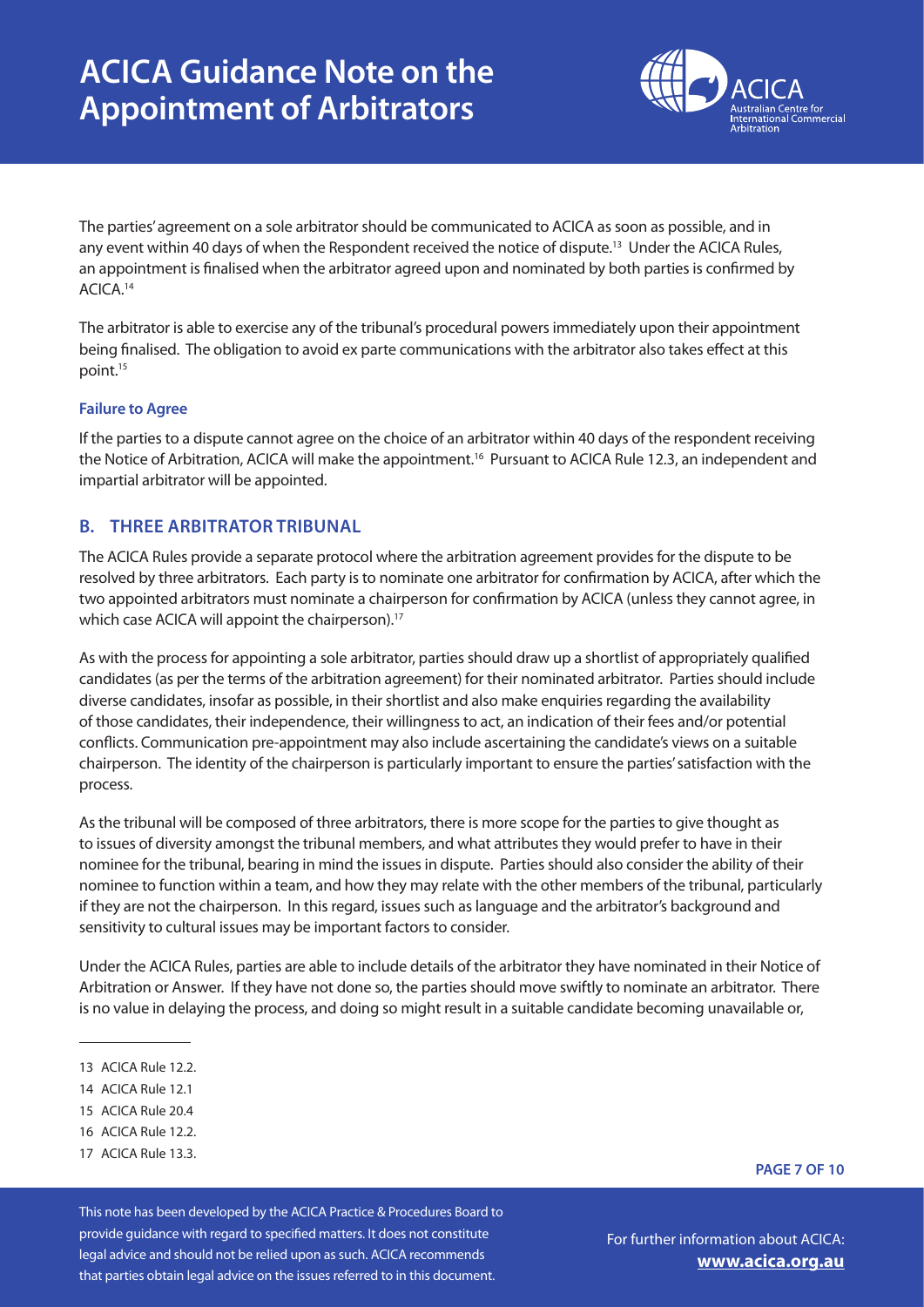The parties' agreement on a sole arbitrator should be communicated to ACICA as soon as possible, and in any event within 40 days of when the Respondent received the notice of dispute.[13] Under the ACICA Rules, an appointment is finalised when the arbitrator agreed upon and nominated by both parties is confirmed by ACICA.[14]

The arbitrator is able to exercise any of the tribunal's procedural powers immediately upon their appointment being finalised. The obligation to avoid ex parte communications with the arbitrator also takes effect at this point.[15]

#### Failure to Agree

If the parties to a dispute cannot agree on the choice of an arbitrator within 40 days of the respondent receiving the Notice of Arbitration, ACICA will make the appointment.[16] Pursuant to ACICA Rule 12.3, an independent and impartial arbitrator will be appointed.

## B. THREE ARBITRATOR TRIBUNAL

The ACICA Rules provide a separate protocol where the arbitration agreement provides for the dispute to be resolved by three arbitrators. Each party is to nominate one arbitrator for confirmation by ACICA, after which the two appointed arbitrators must nominate a chairperson for confirmation by ACICA (unless they cannot agree, in which case ACICA will appoint the chairperson).[17]

As with the process for appointing a sole arbitrator, parties should draw up a shortlist of appropriately qualified candidates (as per the terms of the arbitration agreement) for their nominated arbitrator. Parties should include diverse candidates, insofar as possible, in their shortlist and also make enquiries regarding the availability of those candidates, their independence, their willingness to act, an indication of their fees and/or potential conflicts. Communication pre-appointment may also include ascertaining the candidate's views on a suitable chairperson. The identity of the chairperson is particularly important to ensure the parties' satisfaction with the process.

As the tribunal will be composed of three arbitrators, there is more scope for the parties to give thought as to issues of diversity amongst the tribunal members, and what attributes they would prefer to have in their nominee for the tribunal, bearing in mind the issues in dispute. Parties should also consider the ability of their nominee to function within a team, and how they may relate with the other members of the tribunal, particularly if they are not the chairperson. In this regard, issues such as language and the arbitrator's background and sensitivity to cultural issues may be important factors to consider.

Under the ACICA Rules, parties are able to include details of the arbitrator they have nominated in their Notice of Arbitration or Answer. If they have not done so, the parties should move swiftly to nominate an arbitrator. There is no value in delaying the process, and doing so might result in a suitable candidate becoming unavailable or,

---

13 ACICA Rule 12.2.

14 ACICA Rule 12.1

15 ACICA Rule 20.4

16 ACICA Rule 12.2.

17 ACICA Rule 13.3.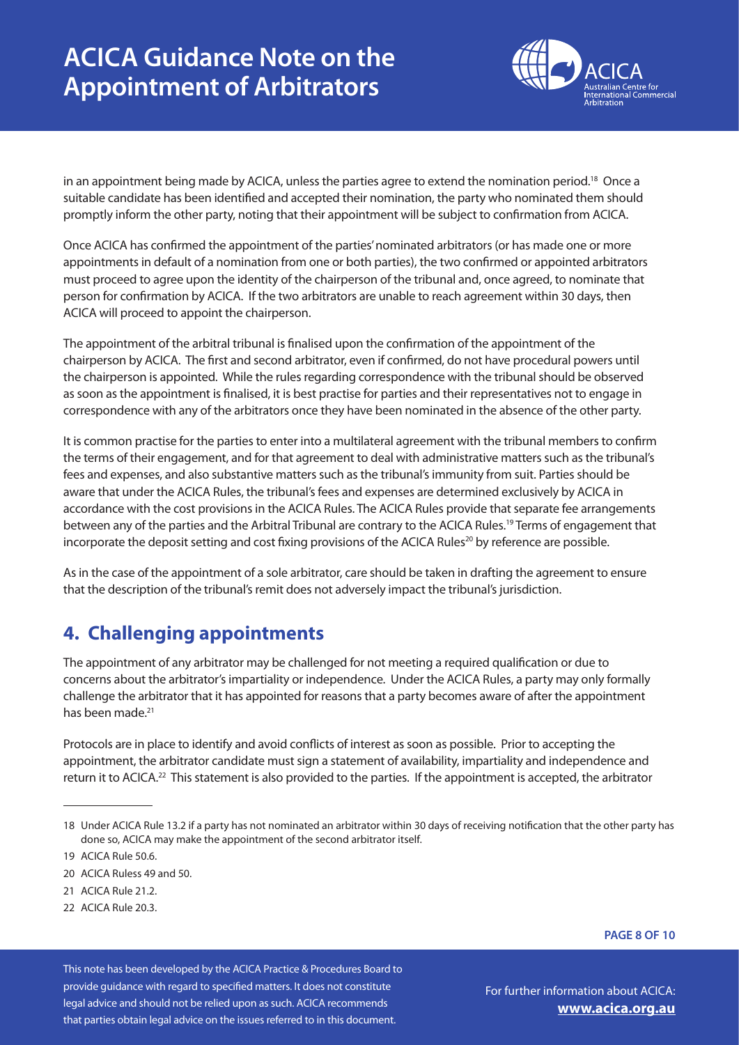in an appointment being made by ACICA, unless the parties agree to extend the nomination period.[18] Once a suitable candidate has been identified and accepted their nomination, the party who nominated them should promptly inform the other party, noting that their appointment will be subject to confirmation from ACICA.

Once ACICA has confirmed the appointment of the parties' nominated arbitrators (or has made one or more appointments in default of a nomination from one or both parties), the two confirmed or appointed arbitrators must proceed to agree upon the identity of the chairperson of the tribunal and, once agreed, to nominate that person for confirmation by ACICA. If the two arbitrators are unable to reach agreement within 30 days, then ACICA will proceed to appoint the chairperson.

The appointment of the arbitral tribunal is finalised upon the confirmation of the appointment of the chairperson by ACICA. The first and second arbitrator, even if confirmed, do not have procedural powers until the chairperson is appointed. While the rules regarding correspondence with the tribunal should be observed as soon as the appointment is finalised, it is best practise for parties and their representatives not to engage in correspondence with any of the arbitrators once they have been nominated in the absence of the other party.

It is common practise for the parties to enter into a multilateral agreement with the tribunal members to confirm the terms of their engagement, and for that agreement to deal with administrative matters such as the tribunal's fees and expenses, and also substantive matters such as the tribunal's immunity from suit. Parties should be aware that under the ACICA Rules, the tribunal's fees and expenses are determined exclusively by ACICA in accordance with the cost provisions in the ACICA Rules. The ACICA Rules provide that separate fee arrangements between any of the parties and the Arbitral Tribunal are contrary to the ACICA Rules.[19] Terms of engagement that incorporate the deposit setting and cost fixing provisions of the ACICA Rules[20] by reference are possible.

As in the case of the appointment of a sole arbitrator, care should be taken in drafting the agreement to ensure that the description of the tribunal's remit does not adversely impact the tribunal's jurisdiction.

## 4. Challenging appointments

The appointment of any arbitrator may be challenged for not meeting a required qualification or due to concerns about the arbitrator's impartiality or independence. Under the ACICA Rules, a party may only formally challenge the arbitrator that it has appointed for reasons that a party becomes aware of after the appointment has been made.[21]

Protocols are in place to identify and avoid conflicts of interest as soon as possible. Prior to accepting the appointment, the arbitrator candidate must sign a statement of availability, impartiality and independence and return it to ACICA.[22] This statement is also provided to the parties. If the appointment is accepted, the arbitrator

---

18 Under ACICA Rule 13.2 if a party has not nominated an arbitrator within 30 days of receiving notification that the other party has done so, ACICA may make the appointment of the second arbitrator itself.

19 ACICA Rule 50.6.

20 ACICA Ruless 49 and 50.

21 ACICA Rule 21.2.

22 ACICA Rule 20.3.

This note has been developed by the ACICA Practice & Procedures Board to provide guidance with regard to specified matters. It does not constitute legal advice and should not be relied upon as such. ACICA recommends that parties obtain legal advice on the issues referred to in this document.

For further information about ACICA: **www.acica.org.au**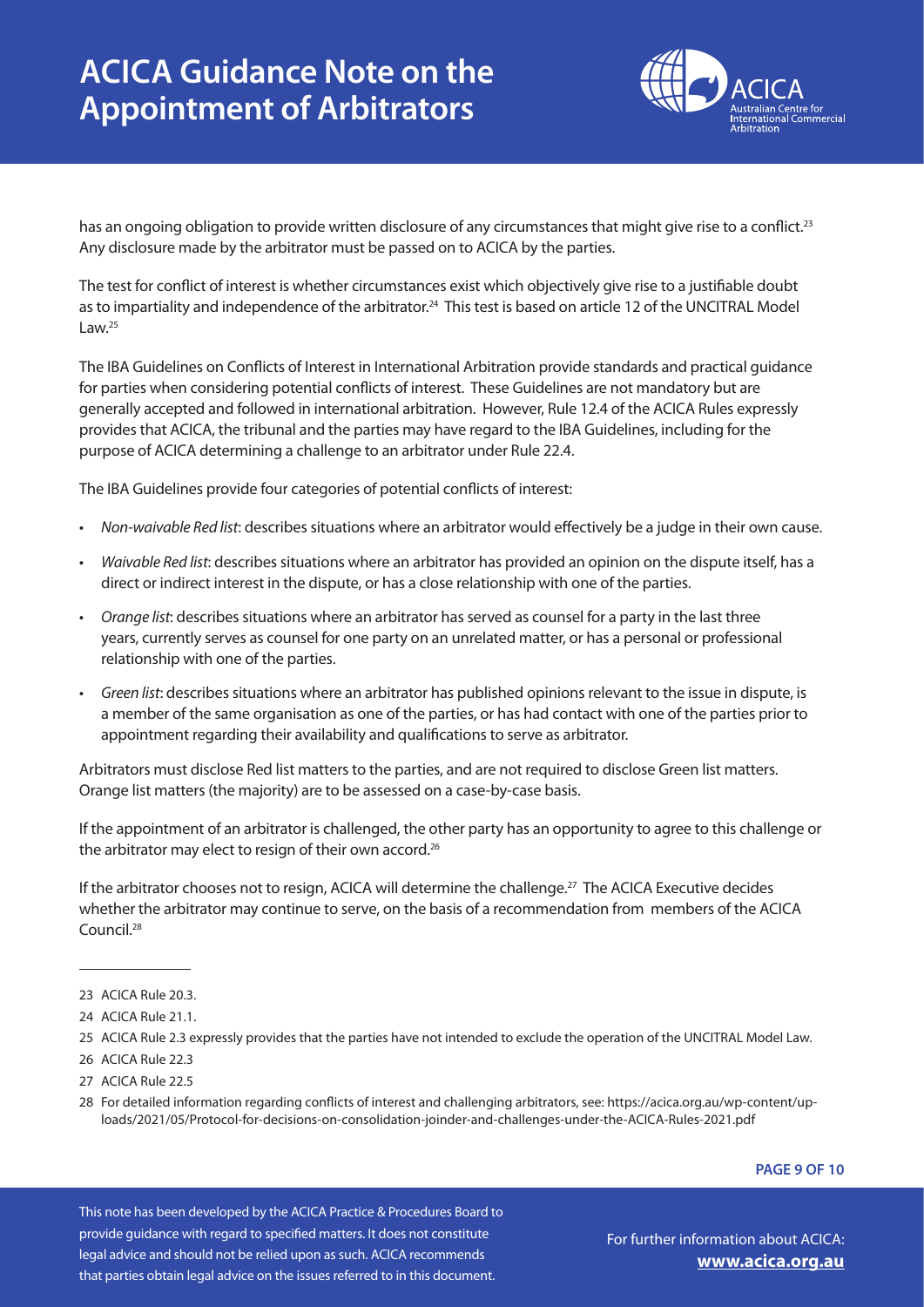has an ongoing obligation to provide written disclosure of any circumstances that might give rise to a conflict.[23] Any disclosure made by the arbitrator must be passed on to ACICA by the parties.

The test for conflict of interest is whether circumstances exist which objectively give rise to a justifiable doubt as to impartiality and independence of the arbitrator.[24] This test is based on article 12 of the UNCITRAL Model Law.[25]

The IBA Guidelines on Conflicts of Interest in International Arbitration provide standards and practical guidance for parties when considering potential conflicts of interest. These Guidelines are not mandatory but are generally accepted and followed in international arbitration. However, Rule 12.4 of the ACICA Rules expressly provides that ACICA, the tribunal and the parties may have regard to the IBA Guidelines, including for the purpose of ACICA determining a challenge to an arbitrator under Rule 22.4.

The IBA Guidelines provide four categories of potential conflicts of interest:

- *Non-waivable Red list*: describes situations where an arbitrator would effectively be a judge in their own cause.
- *Waivable Red list*: describes situations where an arbitrator has provided an opinion on the dispute itself, has a direct or indirect interest in the dispute, or has a close relationship with one of the parties.
- *Orange list*: describes situations where an arbitrator has served as counsel for a party in the last three years, currently serves as counsel for one party on an unrelated matter, or has a personal or professional relationship with one of the parties.
- *Green list*: describes situations where an arbitrator has published opinions relevant to the issue in dispute, is a member of the same organisation as one of the parties, or has had contact with one of the parties prior to appointment regarding their availability and qualifications to serve as arbitrator.

Arbitrators must disclose Red list matters to the parties, and are not required to disclose Green list matters. Orange list matters (the majority) are to be assessed on a case-by-case basis.

If the appointment of an arbitrator is challenged, the other party has an opportunity to agree to this challenge or the arbitrator may elect to resign of their own accord.[26]

If the arbitrator chooses not to resign, ACICA will determine the challenge.[27] The ACICA Executive decides whether the arbitrator may continue to serve, on the basis of a recommendation from members of the ACICA Council.[28]

---

23 ACICA Rule 20.3.

24 ACICA Rule 21.1.

25 ACICA Rule 2.3 expressly provides that the parties have not intended to exclude the operation of the UNCITRAL Model Law.

26 ACICA Rule 22.3

27 ACICA Rule 22.5

28 For detailed information regarding conflicts of interest and challenging arbitrators, see: https://acica.org.au/wp-content/uploads/2021/05/Protocol-for-decisions-on-consolidation-joinder-and-challenges-under-the-ACICA-Rules-2021.pdf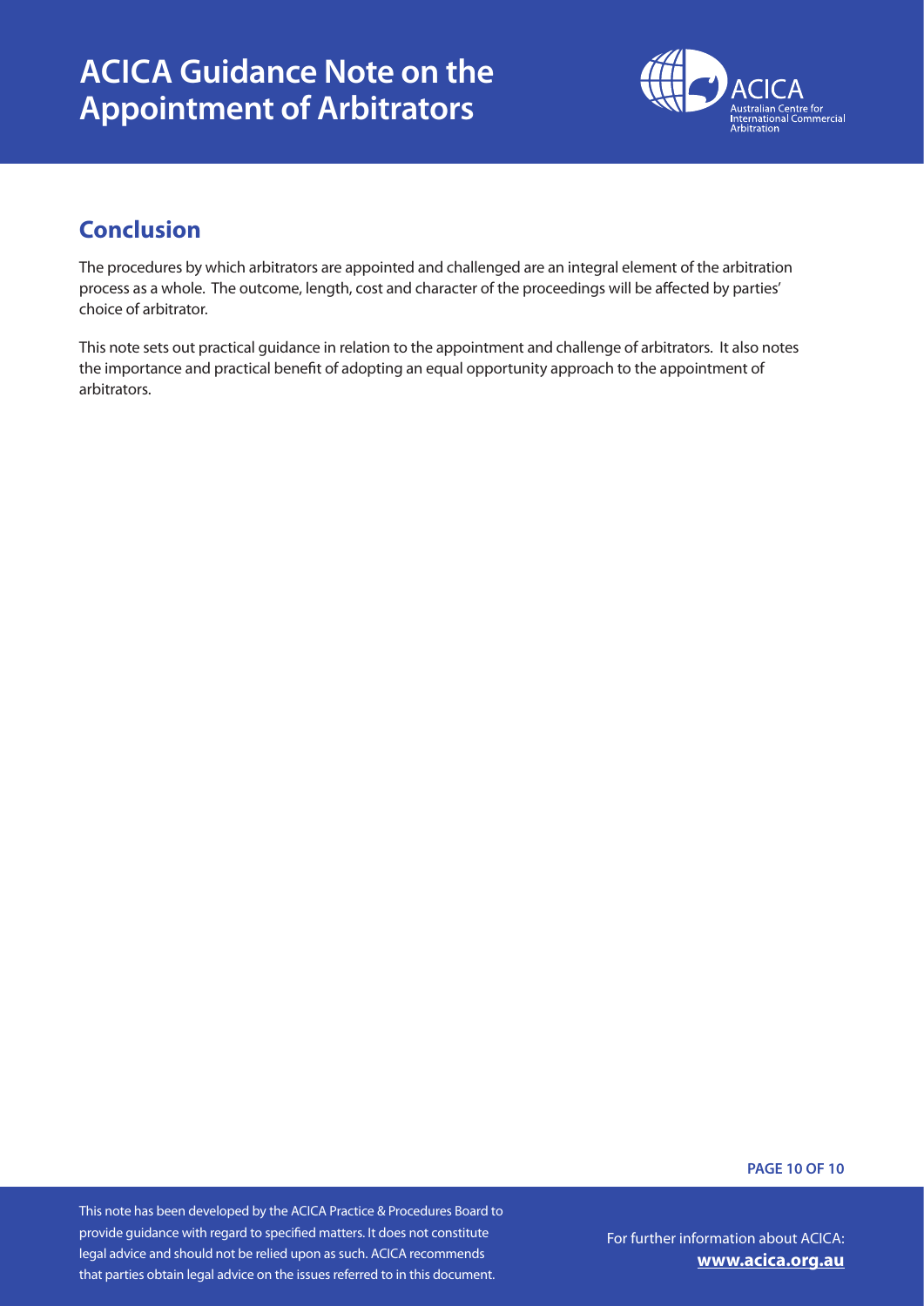## Conclusion

The procedures by which arbitrators are appointed and challenged are an integral element of the arbitration process as a whole. The outcome, length, cost and character of the proceedings will be affected by parties' choice of arbitrator.

This note sets out practical guidance in relation to the appointment and challenge of arbitrators. It also notes the importance and practical benefit of adopting an equal opportunity approach to the appointment of arbitrators.